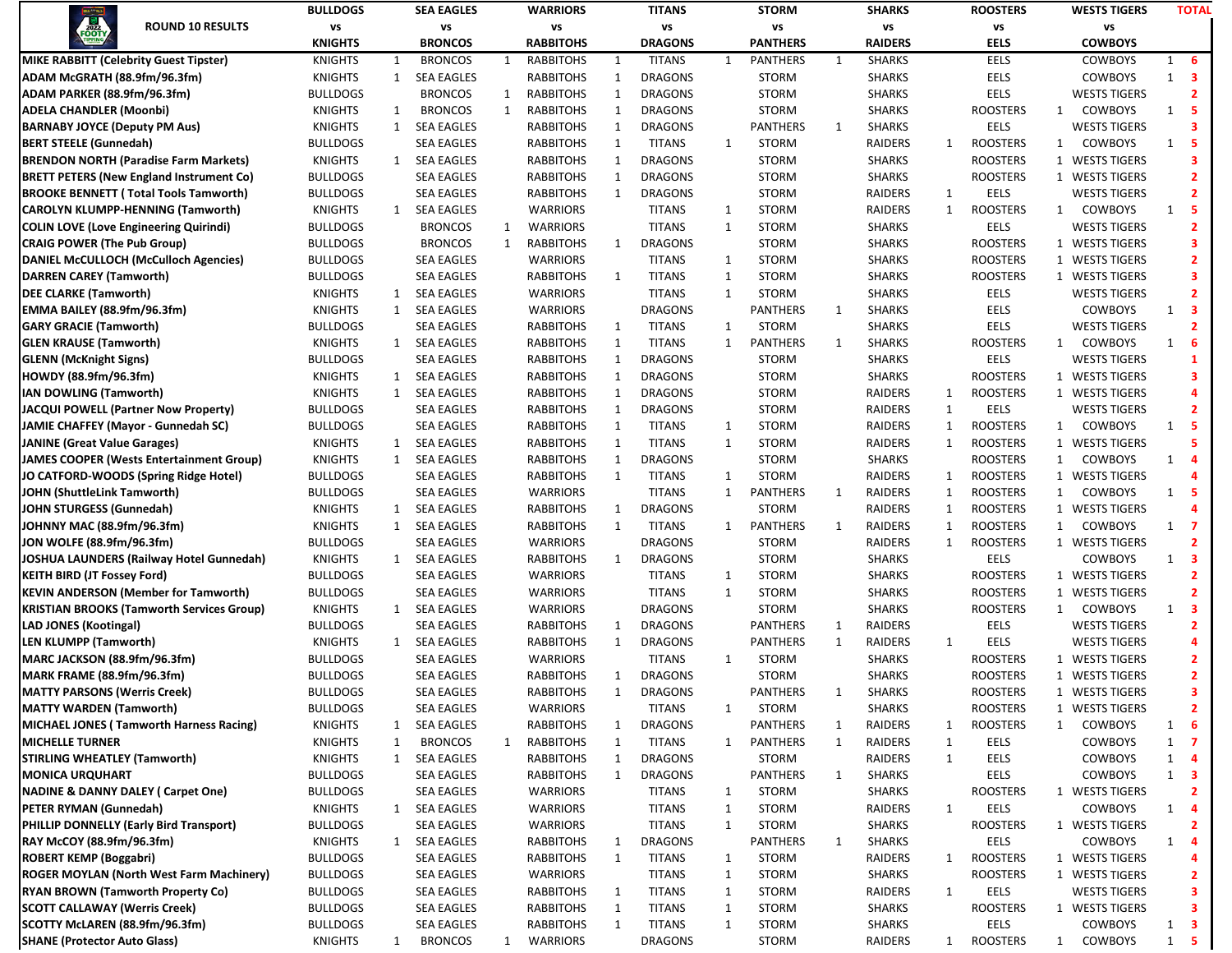| ROUND 10 RESULTS | BULLDOGS vs KNIGHTS | | SEA EAGLES vs BRONCOS | | WARRIORS vs RABBITOHS | | TITANS vs DRAGONS | | STORM vs PANTHERS | | SHARKS vs RAIDERS | | ROOSTERS vs EELS | | WESTS TIGERS vs COWBOYS | | TOTAL |
|---|---|---|---|---|---|---|---|---|---|---|---|---|---|---|---|---|---|
| MIKE RABBITT (Celebrity Guest Tipster) | KNIGHTS | 1 | BRONCOS | 1 | RABBITOHS | 1 | TITANS | 1 | PANTHERS | 1 | SHARKS | | EELS | | COWBOYS | 1 | 6 |
| ADAM McGRATH (88.9fm/96.3fm) | KNIGHTS | 1 | SEA EAGLES | | RABBITOHS | 1 | DRAGONS | | STORM | | SHARKS | | EELS | | COWBOYS | 1 | 3 |
| ADAM PARKER (88.9fm/96.3fm) | BULLDOGS | | BRONCOS | 1 | RABBITOHS | 1 | DRAGONS | | STORM | | SHARKS | | EELS | | WESTS TIGERS | | 2 |
| ADELA CHANDLER (Moonbi) | KNIGHTS | 1 | BRONCOS | 1 | RABBITOHS | 1 | DRAGONS | | STORM | | SHARKS | | ROOSTERS | 1 | COWBOYS | 1 | 5 |
| BARNABY JOYCE (Deputy PM Aus) | KNIGHTS | 1 | SEA EAGLES | | RABBITOHS | 1 | DRAGONS | | PANTHERS | 1 | SHARKS | | EELS | | WESTS TIGERS | | 3 |
| BERT STEELE (Gunnedah) | BULLDOGS | | SEA EAGLES | | RABBITOHS | 1 | TITANS | 1 | STORM | | RAIDERS | 1 | ROOSTERS | 1 | COWBOYS | 1 | 5 |
| BRENDON NORTH (Paradise Farm Markets) | KNIGHTS | 1 | SEA EAGLES | | RABBITOHS | 1 | DRAGONS | | STORM | | SHARKS | | ROOSTERS | 1 | WESTS TIGERS | | 3 |
| BRETT PETERS (New England Instrument Co) | BULLDOGS | | SEA EAGLES | | RABBITOHS | 1 | DRAGONS | | STORM | | SHARKS | | ROOSTERS | 1 | WESTS TIGERS | | 2 |
| BROOKE BENNETT ( Total Tools Tamworth) | BULLDOGS | | SEA EAGLES | | RABBITOHS | 1 | DRAGONS | | STORM | | RAIDERS | 1 | EELS | | WESTS TIGERS | | 2 |
| CAROLYN KLUMPP-HENNING (Tamworth) | KNIGHTS | 1 | SEA EAGLES | | WARRIORS | | TITANS | 1 | STORM | | RAIDERS | 1 | ROOSTERS | 1 | COWBOYS | 1 | 5 |
| COLIN LOVE (Love Engineering Quirindi) | BULLDOGS | | BRONCOS | 1 | WARRIORS | | TITANS | 1 | STORM | | SHARKS | | EELS | | WESTS TIGERS | | 2 |
| CRAIG POWER (The Pub Group) | BULLDOGS | | BRONCOS | 1 | RABBITOHS | 1 | DRAGONS | | STORM | | SHARKS | | ROOSTERS | 1 | WESTS TIGERS | | 3 |
| DANIEL McCULLOCH (McCulloch Agencies) | BULLDOGS | | SEA EAGLES | | WARRIORS | | TITANS | 1 | STORM | | SHARKS | | ROOSTERS | 1 | WESTS TIGERS | | 2 |
| DARREN CAREY (Tamworth) | BULLDOGS | | SEA EAGLES | | RABBITOHS | 1 | TITANS | 1 | STORM | | SHARKS | | ROOSTERS | 1 | WESTS TIGERS | | 3 |
| DEE CLARKE (Tamworth) | KNIGHTS | 1 | SEA EAGLES | | WARRIORS | | TITANS | 1 | STORM | | SHARKS | | EELS | | WESTS TIGERS | | 2 |
| EMMA BAILEY (88.9fm/96.3fm) | KNIGHTS | 1 | SEA EAGLES | | WARRIORS | | DRAGONS | | PANTHERS | 1 | SHARKS | | EELS | | COWBOYS | 1 | 3 |
| GARY GRACIE (Tamworth) | BULLDOGS | | SEA EAGLES | | RABBITOHS | 1 | TITANS | 1 | STORM | | SHARKS | | EELS | | WESTS TIGERS | | 2 |
| GLEN KRAUSE (Tamworth) | KNIGHTS | 1 | SEA EAGLES | | RABBITOHS | 1 | TITANS | 1 | PANTHERS | 1 | SHARKS | | ROOSTERS | 1 | COWBOYS | 1 | 6 |
| GLENN (McKnight Signs) | BULLDOGS | | SEA EAGLES | | RABBITOHS | 1 | DRAGONS | | STORM | | SHARKS | | EELS | | WESTS TIGERS | | 1 |
| HOWDY (88.9fm/96.3fm) | KNIGHTS | 1 | SEA EAGLES | | RABBITOHS | 1 | DRAGONS | | STORM | | SHARKS | | ROOSTERS | 1 | WESTS TIGERS | | 3 |
| IAN DOWLING (Tamworth) | KNIGHTS | 1 | SEA EAGLES | | RABBITOHS | 1 | DRAGONS | | STORM | | RAIDERS | 1 | ROOSTERS | 1 | WESTS TIGERS | | 4 |
| JACQUI POWELL (Partner Now Property) | BULLDOGS | | SEA EAGLES | | RABBITOHS | 1 | DRAGONS | | STORM | | RAIDERS | 1 | EELS | | WESTS TIGERS | | 2 |
| JAMIE CHAFFEY (Mayor - Gunnedah SC) | BULLDOGS | | SEA EAGLES | | RABBITOHS | 1 | TITANS | 1 | STORM | | RAIDERS | 1 | ROOSTERS | 1 | COWBOYS | 1 | 5 |
| JANINE (Great Value Garages) | KNIGHTS | 1 | SEA EAGLES | | RABBITOHS | 1 | TITANS | 1 | STORM | | RAIDERS | 1 | ROOSTERS | 1 | WESTS TIGERS | | 5 |
| JAMES COOPER (Wests Entertainment Group) | KNIGHTS | 1 | SEA EAGLES | | RABBITOHS | 1 | DRAGONS | | STORM | | SHARKS | | ROOSTERS | 1 | COWBOYS | 1 | 4 |
| JO CATFORD-WOODS (Spring Ridge Hotel) | BULLDOGS | | SEA EAGLES | | RABBITOHS | 1 | TITANS | 1 | STORM | | RAIDERS | 1 | ROOSTERS | 1 | WESTS TIGERS | | 4 |
| JOHN (ShuttleLink Tamworth) | BULLDOGS | | SEA EAGLES | | WARRIORS | | TITANS | 1 | PANTHERS | 1 | RAIDERS | 1 | ROOSTERS | 1 | COWBOYS | 1 | 5 |
| JOHN STURGESS (Gunnedah) | KNIGHTS | 1 | SEA EAGLES | | RABBITOHS | 1 | DRAGONS | | STORM | | RAIDERS | 1 | ROOSTERS | 1 | WESTS TIGERS | | 4 |
| JOHNNY MAC (88.9fm/96.3fm) | KNIGHTS | 1 | SEA EAGLES | | RABBITOHS | 1 | TITANS | 1 | PANTHERS | 1 | RAIDERS | 1 | ROOSTERS | 1 | COWBOYS | 1 | 7 |
| JON WOLFE (88.9fm/96.3fm) | BULLDOGS | | SEA EAGLES | | WARRIORS | | DRAGONS | | STORM | | RAIDERS | 1 | ROOSTERS | 1 | WESTS TIGERS | | 2 |
| JOSHUA LAUNDERS (Railway Hotel Gunnedah) | KNIGHTS | 1 | SEA EAGLES | | RABBITOHS | 1 | DRAGONS | | STORM | | SHARKS | | EELS | | COWBOYS | 1 | 3 |
| KEITH BIRD (JT Fossey Ford) | BULLDOGS | | SEA EAGLES | | WARRIORS | | TITANS | 1 | STORM | | SHARKS | | ROOSTERS | 1 | WESTS TIGERS | | 2 |
| KEVIN ANDERSON (Member for Tamworth) | BULLDOGS | | SEA EAGLES | | WARRIORS | | TITANS | 1 | STORM | | SHARKS | | ROOSTERS | 1 | WESTS TIGERS | | 2 |
| KRISTIAN BROOKS (Tamworth Services Group) | KNIGHTS | 1 | SEA EAGLES | | WARRIORS | | DRAGONS | | STORM | | SHARKS | | ROOSTERS | 1 | COWBOYS | 1 | 3 |
| LAD JONES (Kootingal) | BULLDOGS | | SEA EAGLES | | RABBITOHS | 1 | DRAGONS | | PANTHERS | 1 | RAIDERS | | EELS | | WESTS TIGERS | | 2 |
| LEN KLUMPP (Tamworth) | KNIGHTS | 1 | SEA EAGLES | | RABBITOHS | 1 | DRAGONS | | PANTHERS | 1 | RAIDERS | 1 | EELS | | WESTS TIGERS | | 4 |
| MARC JACKSON (88.9fm/96.3fm) | BULLDOGS | | SEA EAGLES | | WARRIORS | | TITANS | 1 | STORM | | SHARKS | | ROOSTERS | 1 | WESTS TIGERS | | 2 |
| MARK FRAME (88.9fm/96.3fm) | BULLDOGS | | SEA EAGLES | | RABBITOHS | 1 | DRAGONS | | STORM | | SHARKS | | ROOSTERS | 1 | WESTS TIGERS | | 2 |
| MATTY PARSONS (Werris Creek) | BULLDOGS | | SEA EAGLES | | RABBITOHS | 1 | DRAGONS | | PANTHERS | 1 | SHARKS | | ROOSTERS | 1 | WESTS TIGERS | | 3 |
| MATTY WARDEN (Tamworth) | BULLDOGS | | SEA EAGLES | | WARRIORS | | TITANS | 1 | STORM | | SHARKS | | ROOSTERS | 1 | WESTS TIGERS | | 2 |
| MICHAEL JONES ( Tamworth Harness Racing) | KNIGHTS | 1 | SEA EAGLES | | RABBITOHS | 1 | DRAGONS | | PANTHERS | 1 | RAIDERS | 1 | ROOSTERS | 1 | COWBOYS | 1 | 6 |
| MICHELLE TURNER | KNIGHTS | 1 | BRONCOS | 1 | RABBITOHS | 1 | TITANS | 1 | PANTHERS | 1 | RAIDERS | 1 | EELS | | COWBOYS | 1 | 7 |
| STIRLING WHEATLEY (Tamworth) | KNIGHTS | 1 | SEA EAGLES | | RABBITOHS | 1 | DRAGONS | | STORM | | RAIDERS | 1 | EELS | | COWBOYS | 1 | 4 |
| MONICA URQUHART | BULLDOGS | | SEA EAGLES | | RABBITOHS | 1 | DRAGONS | | PANTHERS | 1 | SHARKS | | EELS | | COWBOYS | 1 | 3 |
| NADINE & DANNY DALEY ( Carpet One) | BULLDOGS | | SEA EAGLES | | WARRIORS | | TITANS | 1 | STORM | | SHARKS | | ROOSTERS | 1 | WESTS TIGERS | | 2 |
| PETER RYMAN (Gunnedah) | KNIGHTS | 1 | SEA EAGLES | | WARRIORS | | TITANS | 1 | STORM | | RAIDERS | 1 | EELS | | COWBOYS | 1 | 4 |
| PHILLIP DONNELLY (Early Bird Transport) | BULLDOGS | | SEA EAGLES | | WARRIORS | | TITANS | 1 | STORM | | SHARKS | | ROOSTERS | 1 | WESTS TIGERS | | 2 |
| RAY McCOY (88.9fm/96.3fm) | KNIGHTS | 1 | SEA EAGLES | | RABBITOHS | 1 | DRAGONS | | PANTHERS | 1 | SHARKS | | EELS | | COWBOYS | 1 | 4 |
| ROBERT KEMP (Boggabri) | BULLDOGS | | SEA EAGLES | | RABBITOHS | 1 | TITANS | 1 | STORM | | RAIDERS | 1 | ROOSTERS | 1 | WESTS TIGERS | | 4 |
| ROGER MOYLAN (North West Farm Machinery) | BULLDOGS | | SEA EAGLES | | WARRIORS | | TITANS | 1 | STORM | | SHARKS | | ROOSTERS | 1 | WESTS TIGERS | | 2 |
| RYAN BROWN (Tamworth Property Co) | BULLDOGS | | SEA EAGLES | | RABBITOHS | 1 | TITANS | 1 | STORM | | RAIDERS | 1 | EELS | | WESTS TIGERS | | 3 |
| SCOTT CALLAWAY (Werris Creek) | BULLDOGS | | SEA EAGLES | | RABBITOHS | 1 | TITANS | 1 | STORM | | SHARKS | | ROOSTERS | 1 | WESTS TIGERS | | 3 |
| SCOTTY McLAREN (88.9fm/96.3fm) | BULLDOGS | | SEA EAGLES | | RABBITOHS | 1 | TITANS | 1 | STORM | | SHARKS | | EELS | | COWBOYS | 1 | 3 |
| SHANE (Protector Auto Glass) | KNIGHTS | 1 | BRONCOS | 1 | WARRIORS | | DRAGONS | | STORM | | RAIDERS | 1 | ROOSTERS | 1 | COWBOYS | 1 | 5 |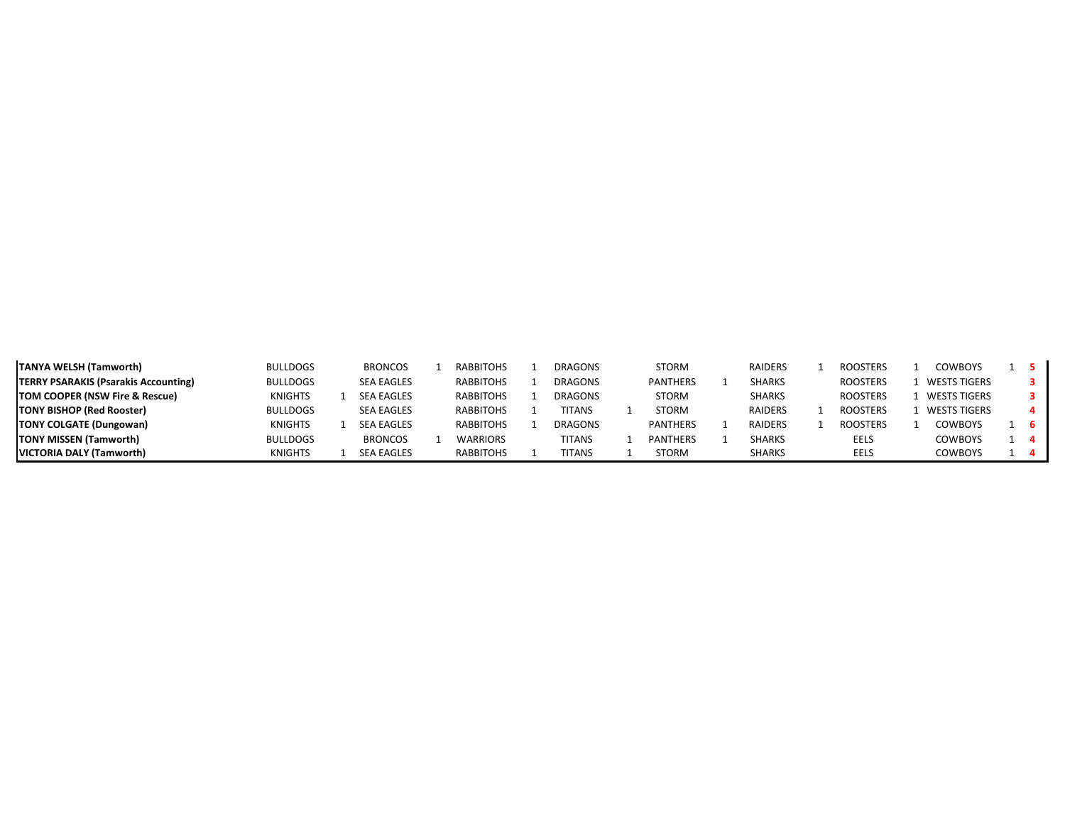| | | | | | | | | | | | | | | | | | | |
|---|---|---|---|---|---|---|---|---|---|---|---|---|---|---|---|---|---|---|
| **TANYA WELSH (Tamworth)** | BULLDOGS | | BRONCOS | 1 | RABBITOHS | 1 | DRAGONS | | STORM | | RAIDERS | 1 | ROOSTERS | 1 | COWBOYS | 1 | **5** |
| **TERRY PSARAKIS (Psarakis Accounting)** | BULLDOGS | | SEA EAGLES | | RABBITOHS | 1 | DRAGONS | | PANTHERS | 1 | SHARKS | | ROOSTERS | 1 | WESTS TIGERS | | **3** |
| **TOM COOPER (NSW Fire & Rescue)** | KNIGHTS | 1 | SEA EAGLES | | RABBITOHS | 1 | DRAGONS | | STORM | | SHARKS | | ROOSTERS | 1 | WESTS TIGERS | | **3** |
| **TONY BISHOP (Red Rooster)** | BULLDOGS | | SEA EAGLES | | RABBITOHS | 1 | TITANS | 1 | STORM | | RAIDERS | 1 | ROOSTERS | 1 | WESTS TIGERS | | **4** |
| **TONY COLGATE (Dungowan)** | KNIGHTS | 1 | SEA EAGLES | | RABBITOHS | 1 | DRAGONS | | PANTHERS | 1 | RAIDERS | 1 | ROOSTERS | 1 | COWBOYS | 1 | **6** |
| **TONY MISSEN (Tamworth)** | BULLDOGS | | BRONCOS | 1 | WARRIORS | | TITANS | 1 | PANTHERS | 1 | SHARKS | | EELS | | COWBOYS | 1 | **4** |
| **VICTORIA DALY (Tamworth)** | KNIGHTS | 1 | SEA EAGLES | | RABBITOHS | 1 | TITANS | 1 | STORM | | SHARKS | | EELS | | COWBOYS | 1 | **4** |